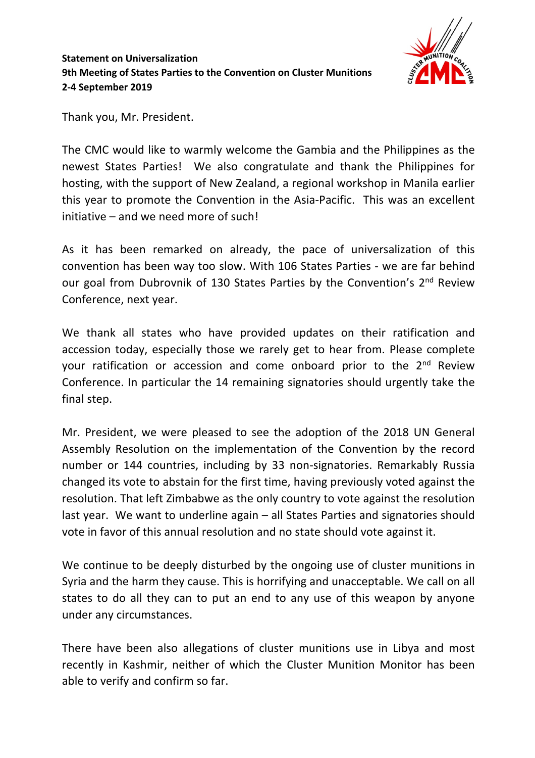**Statement on Universalization**
**9th Meeting of States Parties to the Convention on Cluster Munitions**
**2-4 September 2019**

Thank you, Mr. President.

The CMC would like to warmly welcome the Gambia and the Philippines as the newest States Parties! We also congratulate and thank the Philippines for hosting, with the support of New Zealand, a regional workshop in Manila earlier this year to promote the Convention in the Asia-Pacific. This was an excellent initiative – and we need more of such!

As it has been remarked on already, the pace of universalization of this convention has been way too slow. With 106 States Parties - we are far behind our goal from Dubrovnik of 130 States Parties by the Convention's 2nd Review Conference, next year.

We thank all states who have provided updates on their ratification and accession today, especially those we rarely get to hear from. Please complete your ratification or accession and come onboard prior to the 2nd Review Conference. In particular the 14 remaining signatories should urgently take the final step.

Mr. President, we were pleased to see the adoption of the 2018 UN General Assembly Resolution on the implementation of the Convention by the record number or 144 countries, including by 33 non-signatories. Remarkably Russia changed its vote to abstain for the first time, having previously voted against the resolution. That left Zimbabwe as the only country to vote against the resolution last year. We want to underline again – all States Parties and signatories should vote in favor of this annual resolution and no state should vote against it.

We continue to be deeply disturbed by the ongoing use of cluster munitions in Syria and the harm they cause. This is horrifying and unacceptable. We call on all states to do all they can to put an end to any use of this weapon by anyone under any circumstances.

There have been also allegations of cluster munitions use in Libya and most recently in Kashmir, neither of which the Cluster Munition Monitor has been able to verify and confirm so far.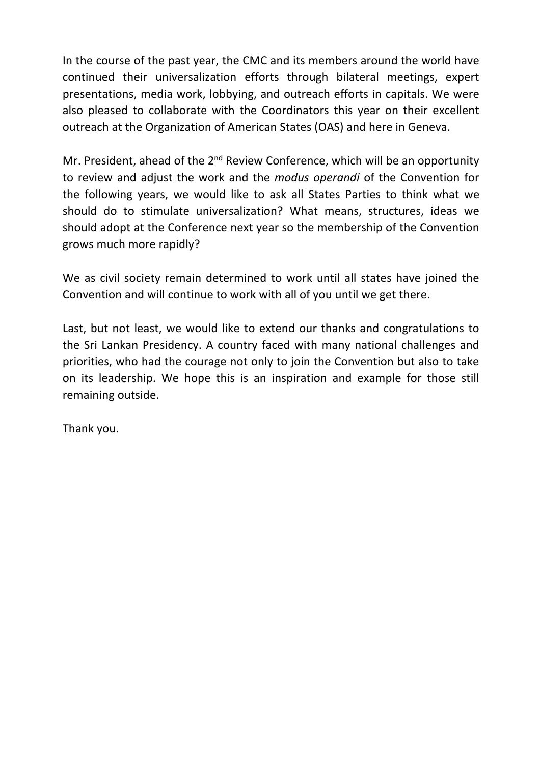In the course of the past year, the CMC and its members around the world have continued their universalization efforts through bilateral meetings, expert presentations, media work, lobbying, and outreach efforts in capitals. We were also pleased to collaborate with the Coordinators this year on their excellent outreach at the Organization of American States (OAS) and here in Geneva.

Mr. President, ahead of the 2nd Review Conference, which will be an opportunity to review and adjust the work and the *modus operandi* of the Convention for the following years, we would like to ask all States Parties to think what we should do to stimulate universalization? What means, structures, ideas we should adopt at the Conference next year so the membership of the Convention grows much more rapidly?

We as civil society remain determined to work until all states have joined the Convention and will continue to work with all of you until we get there.

Last, but not least, we would like to extend our thanks and congratulations to the Sri Lankan Presidency. A country faced with many national challenges and priorities, who had the courage not only to join the Convention but also to take on its leadership. We hope this is an inspiration and example for those still remaining outside.

Thank you.